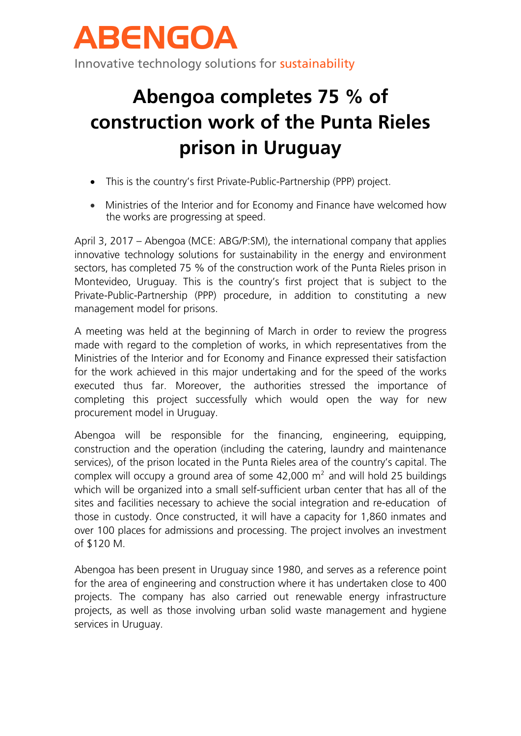ABENGOA

Innovative technology solutions for sustainability

# Abengoa completes 75 % of construction work of the Punta Rieles prison in Uruguay

- This is the country's first Private-Public-Partnership (PPP) project.
- Ministries of the Interior and for Economy and Finance have welcomed how the works are progressing at speed.

April 3, 2017 – Abengoa (MCE: ABG/P:SM), the international company that applies innovative technology solutions for sustainability in the energy and environment sectors, has completed 75 % of the construction work of the Punta Rieles prison in Montevideo, Uruguay. This is the country's first project that is subject to the Private-Public-Partnership (PPP) procedure, in addition to constituting a new management model for prisons.

A meeting was held at the beginning of March in order to review the progress made with regard to the completion of works, in which representatives from the Ministries of the Interior and for Economy and Finance expressed their satisfaction for the work achieved in this major undertaking and for the speed of the works executed thus far. Moreover, the authorities stressed the importance of completing this project successfully which would open the way for new procurement model in Uruguay.

Abengoa will be responsible for the financing, engineering, equipping, construction and the operation (including the catering, laundry and maintenance services), of the prison located in the Punta Rieles area of the country's capital. The complex will occupy a ground area of some 42,000 $m^2$ and will hold 25 buildings which will be organized into a small self-sufficient urban center that has all of the sites and facilities necessary to achieve the social integration and re-education of those in custody. Once constructed, it will have a capacity for 1,860 inmates and over 100 places for admissions and processing. The project involves an investment of $120 M.

Abengoa has been present in Uruguay since 1980, and serves as a reference point for the area of engineering and construction where it has undertaken close to 400 projects. The company has also carried out renewable energy infrastructure projects, as well as those involving urban solid waste management and hygiene services in Uruguay.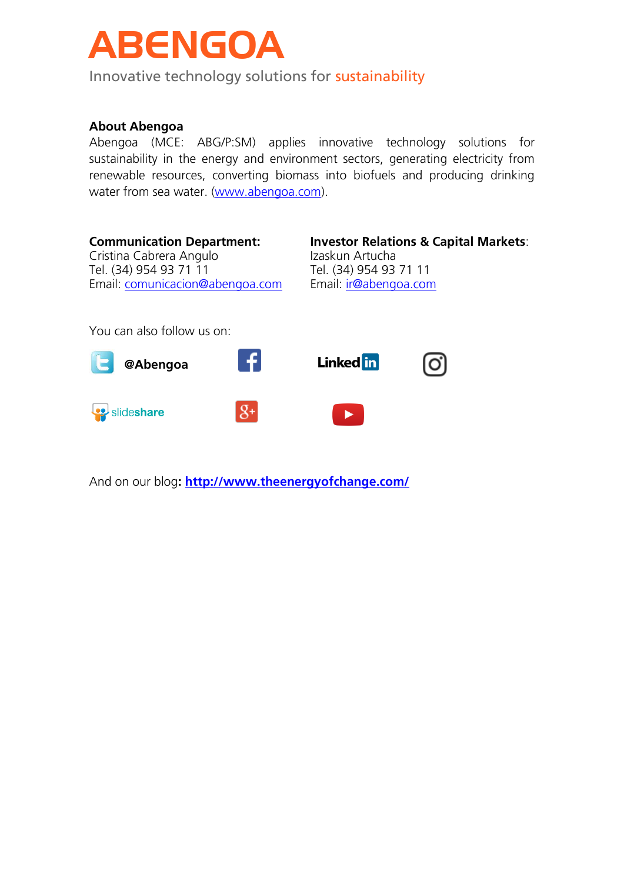# ABENGOA

Innovative technology solutions for sustainability

**About Abengoa**

Abengoa (MCE: ABG/P:SM) applies innovative technology solutions for sustainability in the energy and environment sectors, generating electricity from renewable resources, converting biomass into biofuels and producing drinking water from sea water. (www.abengoa.com).

**Communication Department:**
Cristina Cabrera Angulo
Tel. (34) 954 93 71 11
Email: comunicacion@abengoa.com

**Investor Relations & Capital Markets**:
Izaskun Artucha
Tel. (34) 954 93 71 11
Email: ir@abengoa.com

You can also follow us on:

**@Abengoa**

And on our blog**: http://www.theenergyofchange.com/**